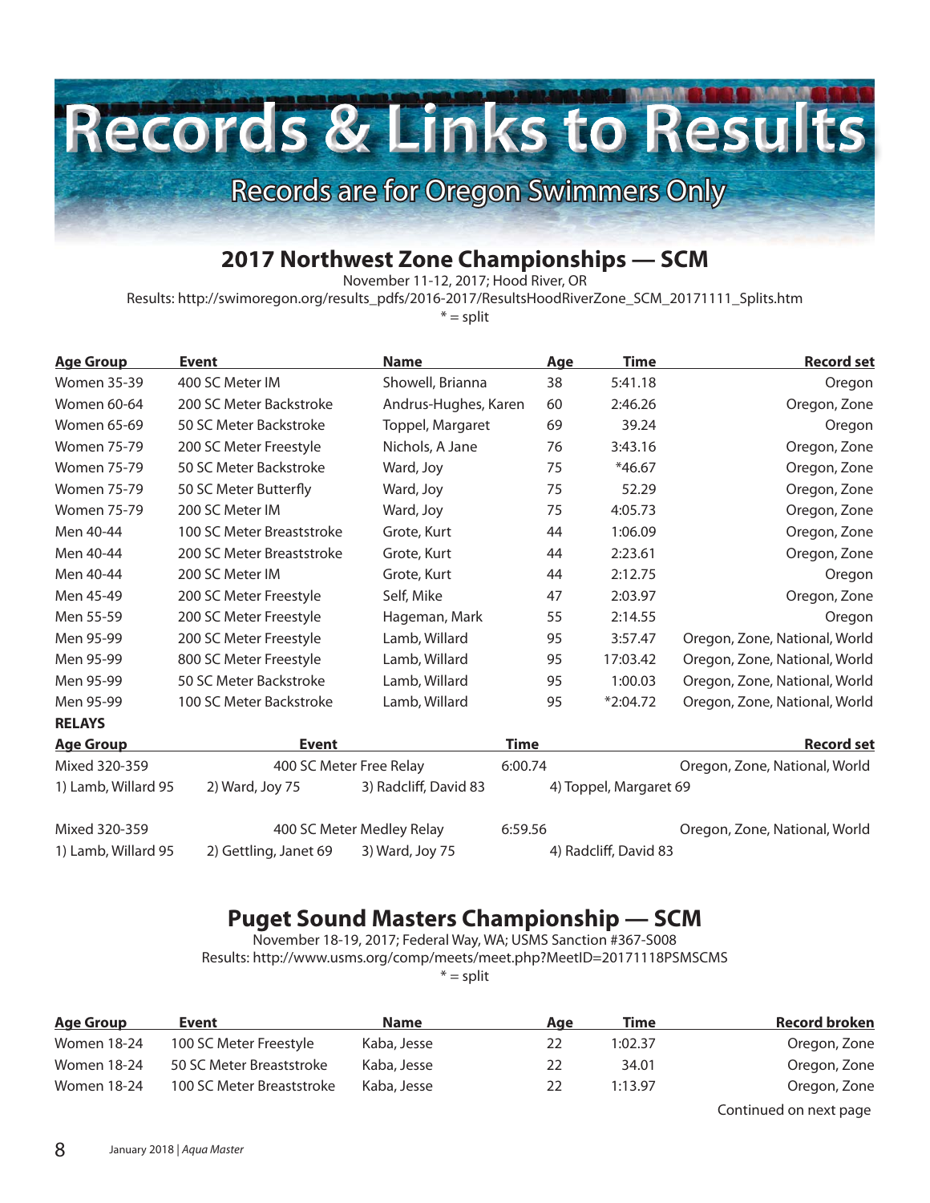# Records & Links to Results

Records are for Oregon Swimmers Only

## 2017 Northwest Zone Championships — SCM

November 11-12, 2017; Hood River, OR

Results: http://swimoregon.org/results_pdfs/2016-2017/ResultsHoodRiverZone_SCM_20171111_Splits.htm

* = split

| Age Group | Event | Name | Age | Time | Record set |
|---|---|---|---|---|---|
| Women 35-39 | 400 SC Meter IM | Showell, Brianna | 38 | 5:41.18 | Oregon |
| Women 60-64 | 200 SC Meter Backstroke | Andrus-Hughes, Karen | 60 | 2:46.26 | Oregon, Zone |
| Women 65-69 | 50 SC Meter Backstroke | Toppel, Margaret | 69 | 39.24 | Oregon |
| Women 75-79 | 200 SC Meter Freestyle | Nichols, A Jane | 76 | 3:43.16 | Oregon, Zone |
| Women 75-79 | 50 SC Meter Backstroke | Ward, Joy | 75 | *46.67 | Oregon, Zone |
| Women 75-79 | 50 SC Meter Butterfly | Ward, Joy | 75 | 52.29 | Oregon, Zone |
| Women 75-79 | 200 SC Meter IM | Ward, Joy | 75 | 4:05.73 | Oregon, Zone |
| Men 40-44 | 100 SC Meter Breaststroke | Grote, Kurt | 44 | 1:06.09 | Oregon, Zone |
| Men 40-44 | 200 SC Meter Breaststroke | Grote, Kurt | 44 | 2:23.61 | Oregon, Zone |
| Men 40-44 | 200 SC Meter IM | Grote, Kurt | 44 | 2:12.75 | Oregon |
| Men 45-49 | 200 SC Meter Freestyle | Self, Mike | 47 | 2:03.97 | Oregon, Zone |
| Men 55-59 | 200 SC Meter Freestyle | Hageman, Mark | 55 | 2:14.55 | Oregon |
| Men 95-99 | 200 SC Meter Freestyle | Lamb, Willard | 95 | 3:57.47 | Oregon, Zone, National, World |
| Men 95-99 | 800 SC Meter Freestyle | Lamb, Willard | 95 | 17:03.42 | Oregon, Zone, National, World |
| Men 95-99 | 50 SC Meter Backstroke | Lamb, Willard | 95 | 1:00.03 | Oregon, Zone, National, World |
| Men 95-99 | 100 SC Meter Backstroke | Lamb, Willard | 95 | *2:04.72 | Oregon, Zone, National, World |

**RELAYS**

| Age Group | Event | | Time | Record set |
|---|---|---|---|---|
| Mixed 320-359 | 400 SC Meter Free Relay | | 6:00.74 | Oregon, Zone, National, World |
| 1) Lamb, Willard 95 | 2) Ward, Joy 75 | 3) Radcliff, David 83 | 4) Toppel, Margaret 69 | |
| Mixed 320-359 | 400 SC Meter Medley Relay | | 6:59.56 | Oregon, Zone, National, World |
| 1) Lamb, Willard 95 | 2) Gettling, Janet 69 | 3) Ward, Joy 75 | 4) Radcliff, David 83 | |

## Puget Sound Masters Championship — SCM

November 18-19, 2017; Federal Way, WA; USMS Sanction #367-S008

Results: http://www.usms.org/comp/meets/meet.php?MeetID=20171118PSMSCMS

* = split

| Age Group | Event | Name | Age | Time | Record broken |
|---|---|---|---|---|---|
| Women 18-24 | 100 SC Meter Freestyle | Kaba, Jesse | 22 | 1:02.37 | Oregon, Zone |
| Women 18-24 | 50 SC Meter Breaststroke | Kaba, Jesse | 22 | 34.01 | Oregon, Zone |
| Women 18-24 | 100 SC Meter Breaststroke | Kaba, Jesse | 22 | 1:13.97 | Oregon, Zone |

Continued on next page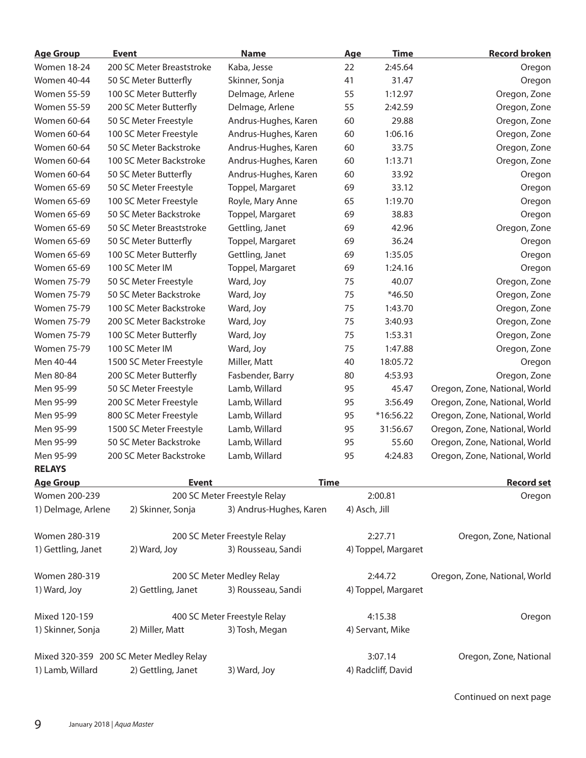| Age Group | Event | Name | Age | Time | Record broken |
|---|---|---|---|---|---|
| Women 18-24 | 200 SC Meter Breaststroke | Kaba, Jesse | 22 | 2:45.64 | Oregon |
| Women 40-44 | 50 SC Meter Butterfly | Skinner, Sonja | 41 | 31.47 | Oregon |
| Women 55-59 | 100 SC Meter Butterfly | Delmage, Arlene | 55 | 1:12.97 | Oregon, Zone |
| Women 55-59 | 200 SC Meter Butterfly | Delmage, Arlene | 55 | 2:42.59 | Oregon, Zone |
| Women 60-64 | 50 SC Meter Freestyle | Andrus-Hughes, Karen | 60 | 29.88 | Oregon, Zone |
| Women 60-64 | 100 SC Meter Freestyle | Andrus-Hughes, Karen | 60 | 1:06.16 | Oregon, Zone |
| Women 60-64 | 50 SC Meter Backstroke | Andrus-Hughes, Karen | 60 | 33.75 | Oregon, Zone |
| Women 60-64 | 100 SC Meter Backstroke | Andrus-Hughes, Karen | 60 | 1:13.71 | Oregon, Zone |
| Women 60-64 | 50 SC Meter Butterfly | Andrus-Hughes, Karen | 60 | 33.92 | Oregon |
| Women 65-69 | 50 SC Meter Freestyle | Toppel, Margaret | 69 | 33.12 | Oregon |
| Women 65-69 | 100 SC Meter Freestyle | Royle, Mary Anne | 65 | 1:19.70 | Oregon |
| Women 65-69 | 50 SC Meter Backstroke | Toppel, Margaret | 69 | 38.83 | Oregon |
| Women 65-69 | 50 SC Meter Breaststroke | Gettling, Janet | 69 | 42.96 | Oregon, Zone |
| Women 65-69 | 50 SC Meter Butterfly | Toppel, Margaret | 69 | 36.24 | Oregon |
| Women 65-69 | 100 SC Meter Butterfly | Gettling, Janet | 69 | 1:35.05 | Oregon |
| Women 65-69 | 100 SC Meter IM | Toppel, Margaret | 69 | 1:24.16 | Oregon |
| Women 75-79 | 50 SC Meter Freestyle | Ward, Joy | 75 | 40.07 | Oregon, Zone |
| Women 75-79 | 50 SC Meter Backstroke | Ward, Joy | 75 | *46.50 | Oregon, Zone |
| Women 75-79 | 100 SC Meter Backstroke | Ward, Joy | 75 | 1:43.70 | Oregon, Zone |
| Women 75-79 | 200 SC Meter Backstroke | Ward, Joy | 75 | 3:40.93 | Oregon, Zone |
| Women 75-79 | 100 SC Meter Butterfly | Ward, Joy | 75 | 1:53.31 | Oregon, Zone |
| Women 75-79 | 100 SC Meter IM | Ward, Joy | 75 | 1:47.88 | Oregon, Zone |
| Men 40-44 | 1500 SC Meter Freestyle | Miller, Matt | 40 | 18:05.72 | Oregon |
| Men 80-84 | 200 SC Meter Butterfly | Fasbender, Barry | 80 | 4:53.93 | Oregon, Zone |
| Men 95-99 | 50 SC Meter Freestyle | Lamb, Willard | 95 | 45.47 | Oregon, Zone, National, World |
| Men 95-99 | 200 SC Meter Freestyle | Lamb, Willard | 95 | 3:56.49 | Oregon, Zone, National, World |
| Men 95-99 | 800 SC Meter Freestyle | Lamb, Willard | 95 | *16:56.22 | Oregon, Zone, National, World |
| Men 95-99 | 1500 SC Meter Freestyle | Lamb, Willard | 95 | 31:56.67 | Oregon, Zone, National, World |
| Men 95-99 | 50 SC Meter Backstroke | Lamb, Willard | 95 | 55.60 | Oregon, Zone, National, World |
| Men 95-99 | 200 SC Meter Backstroke | Lamb, Willard | 95 | 4:24.83 | Oregon, Zone, National, World |

**RELAYS**

| Age Group | Event | | Time | Record set |
|---|---|---|---|---|
| Women 200-239 | 200 SC Meter Freestyle Relay | | 2:00.81 | Oregon |
| 1) Delmage, Arlene | 2) Skinner, Sonja | 3) Andrus-Hughes, Karen | 4) Asch, Jill | |
| Women 280-319 | 200 SC Meter Freestyle Relay | | 2:27.71 | Oregon, Zone, National |
| 1) Gettling, Janet | 2) Ward, Joy | 3) Rousseau, Sandi | 4) Toppel, Margaret | |
| Women 280-319 | 200 SC Meter Medley Relay | | 2:44.72 | Oregon, Zone, National, World |
| 1) Ward, Joy | 2) Gettling, Janet | 3) Rousseau, Sandi | 4) Toppel, Margaret | |
| Mixed 120-159 | 400 SC Meter Freestyle Relay | | 4:15.38 | Oregon |
| 1) Skinner, Sonja | 2) Miller, Matt | 3) Tosh, Megan | 4) Servant, Mike | |
| Mixed 320-359 | 200 SC Meter Medley Relay | | 3:07.14 | Oregon, Zone, National |
| 1) Lamb, Willard | 2) Gettling, Janet | 3) Ward, Joy | 4) Radcliff, David | |

Continued on next page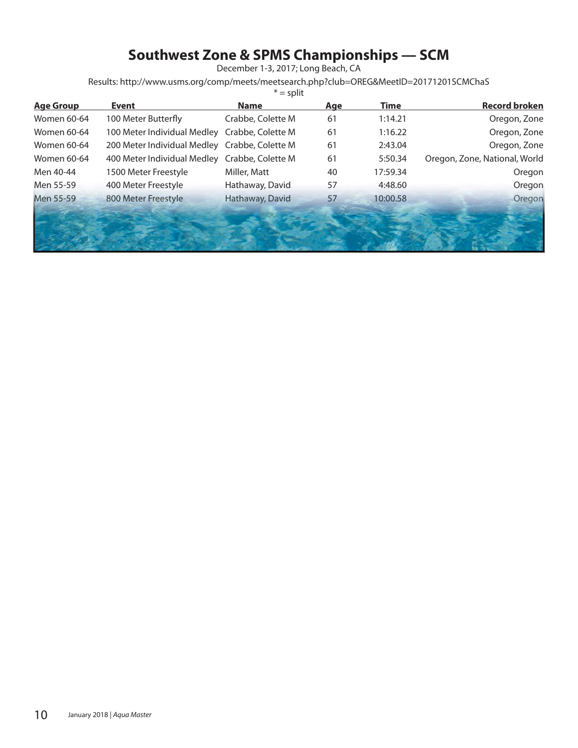## Southwest Zone & SPMS Championships — SCM

December 1-3, 2017; Long Beach, CA

Results: http://www.usms.org/comp/meets/meetsearch.php?club=OREG&MeetID=20171201SCMChaS

* = split

| Age Group | Event | Name | Age | Time | Record broken |
|---|---|---|---|---|---|
| Women 60-64 | 100 Meter Butterfly | Crabbe, Colette M | 61 | 1:14.21 | Oregon, Zone |
| Women 60-64 | 100 Meter Individual Medley | Crabbe, Colette M | 61 | 1:16.22 | Oregon, Zone |
| Women 60-64 | 200 Meter Individual Medley | Crabbe, Colette M | 61 | 2:43.04 | Oregon, Zone |
| Women 60-64 | 400 Meter Individual Medley | Crabbe, Colette M | 61 | 5:50.34 | Oregon, Zone, National, World |
| Men 40-44 | 1500 Meter Freestyle | Miller, Matt | 40 | 17:59.34 | Oregon |
| Men 55-59 | 400 Meter Freestyle | Hathaway, David | 57 | 4:48.60 | Oregon |
| Men 55-59 | 800 Meter Freestyle | Hathaway, David | 57 | 10:00.58 | Oregon |